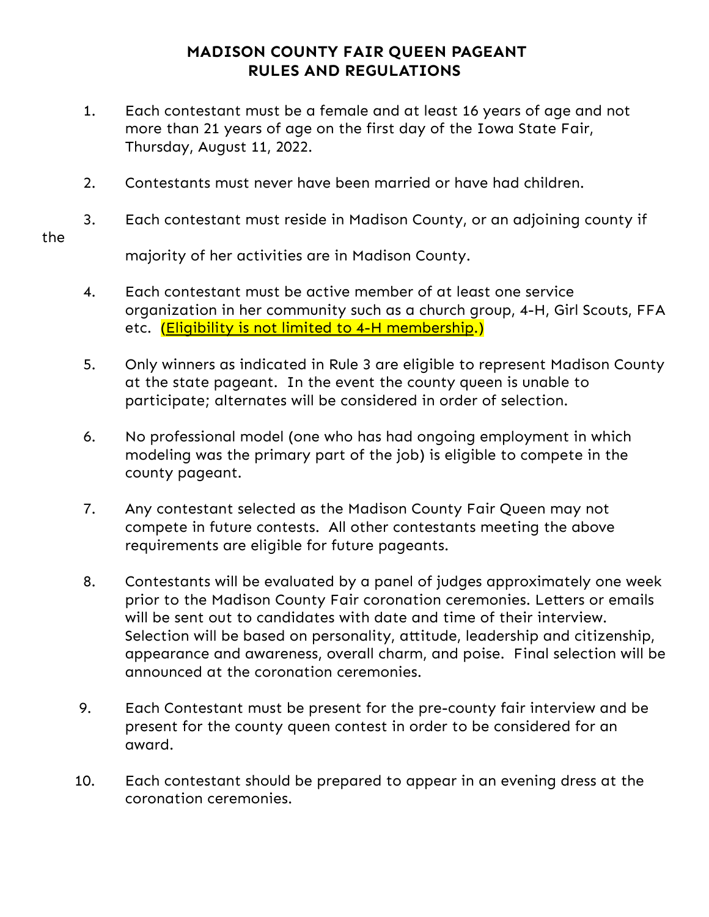# MADISON COUNTY FAIR QUEEN PAGEANT
# RULES AND REGULATIONS

1. Each contestant must be a female and at least 16 years of age and not more than 21 years of age on the first day of the Iowa State Fair, Thursday, August 11, 2022.

2. Contestants must never have been married or have had children.

3. Each contestant must reside in Madison County, or an adjoining county if the majority of her activities are in Madison County.

4. Each contestant must be active member of at least one service organization in her community such as a church group, 4-H, Girl Scouts, FFA etc. (Eligibility is not limited to 4-H membership.)

5. Only winners as indicated in Rule 3 are eligible to represent Madison County at the state pageant. In the event the county queen is unable to participate; alternates will be considered in order of selection.

6. No professional model (one who has had ongoing employment in which modeling was the primary part of the job) is eligible to compete in the county pageant.

7. Any contestant selected as the Madison County Fair Queen may not compete in future contests. All other contestants meeting the above requirements are eligible for future pageants.

8. Contestants will be evaluated by a panel of judges approximately one week prior to the Madison County Fair coronation ceremonies. Letters or emails will be sent out to candidates with date and time of their interview. Selection will be based on personality, attitude, leadership and citizenship, appearance and awareness, overall charm, and poise. Final selection will be announced at the coronation ceremonies.

9. Each Contestant must be present for the pre-county fair interview and be present for the county queen contest in order to be considered for an award.

10. Each contestant should be prepared to appear in an evening dress at the coronation ceremonies.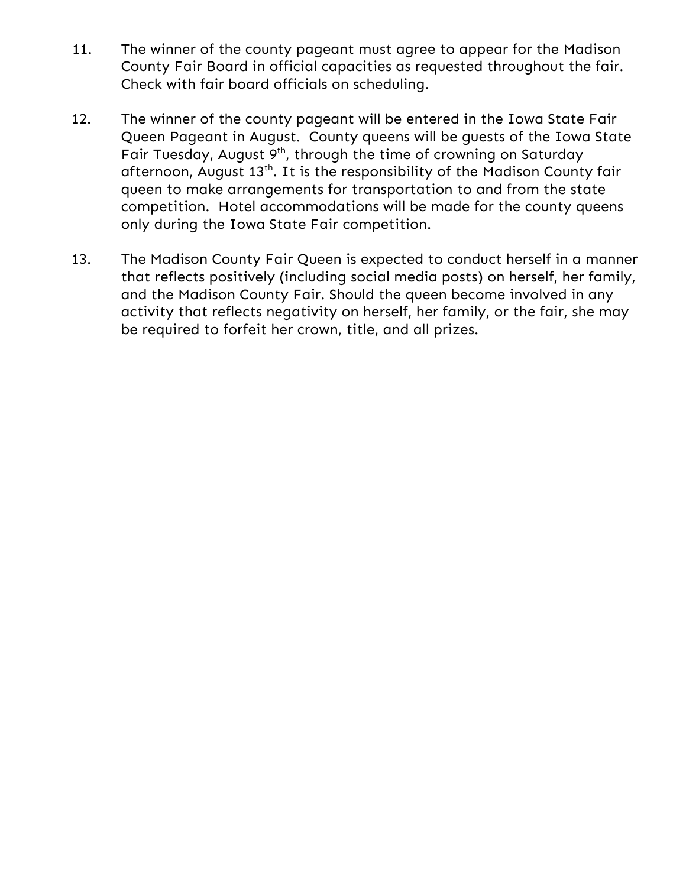11. The winner of the county pageant must agree to appear for the Madison County Fair Board in official capacities as requested throughout the fair. Check with fair board officials on scheduling.

12. The winner of the county pageant will be entered in the Iowa State Fair Queen Pageant in August. County queens will be guests of the Iowa State Fair Tuesday, August 9th, through the time of crowning on Saturday afternoon, August 13th. It is the responsibility of the Madison County fair queen to make arrangements for transportation to and from the state competition. Hotel accommodations will be made for the county queens only during the Iowa State Fair competition.

13. The Madison County Fair Queen is expected to conduct herself in a manner that reflects positively (including social media posts) on herself, her family, and the Madison County Fair. Should the queen become involved in any activity that reflects negativity on herself, her family, or the fair, she may be required to forfeit her crown, title, and all prizes.